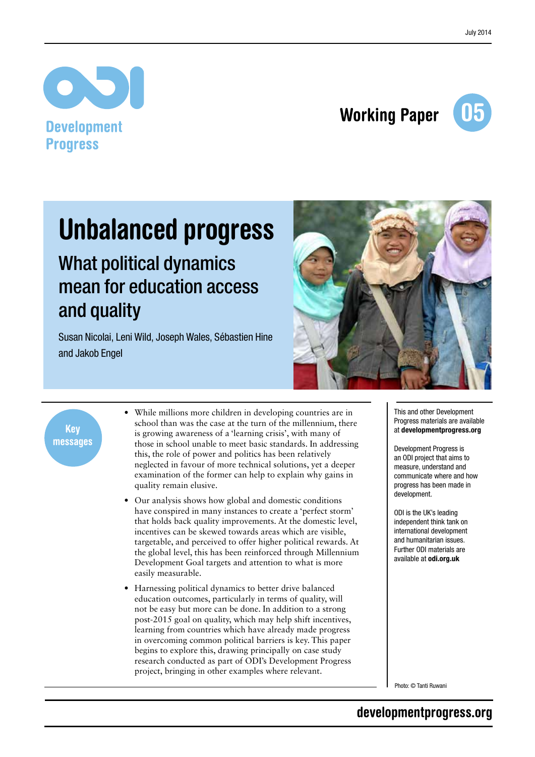July 2014

Development Progress

Working Paper 05

# Unbalanced progress

## What political dynamics mean for education access and quality

Susan Nicolai, Leni Wild, Joseph Wales, Sébastien Hine and Jakob Engel

**Key messages**

- While millions more children in developing countries are in school than was the case at the turn of the millennium, there is growing awareness of a 'learning crisis', with many of those in school unable to meet basic standards. In addressing this, the role of power and politics has been relatively neglected in favour of more technical solutions, yet a deeper examination of the former can help to explain why gains in quality remain elusive.
- Our analysis shows how global and domestic conditions have conspired in many instances to create a 'perfect storm' that holds back quality improvements. At the domestic level, incentives can be skewed towards areas which are visible, targetable, and perceived to offer higher political rewards. At the global level, this has been reinforced through Millennium Development Goal targets and attention to what is more easily measurable.
- Harnessing political dynamics to better drive balanced education outcomes, particularly in terms of quality, will not be easy but more can be done. In addition to a strong post-2015 goal on quality, which may help shift incentives, learning from countries which have already made progress in overcoming common political barriers is key. This paper begins to explore this, drawing principally on case study research conducted as part of ODI's Development Progress project, bringing in other examples where relevant.

This and other Development Progress materials are available at **developmentprogress.org**

Development Progress is an ODI project that aims to measure, understand and communicate where and how progress has been made in development.

ODI is the UK's leading independent think tank on international development and humanitarian issues. Further ODI materials are available at **odi.org.uk**

Photo: © Tanti Ruwani

**developmentprogress.org**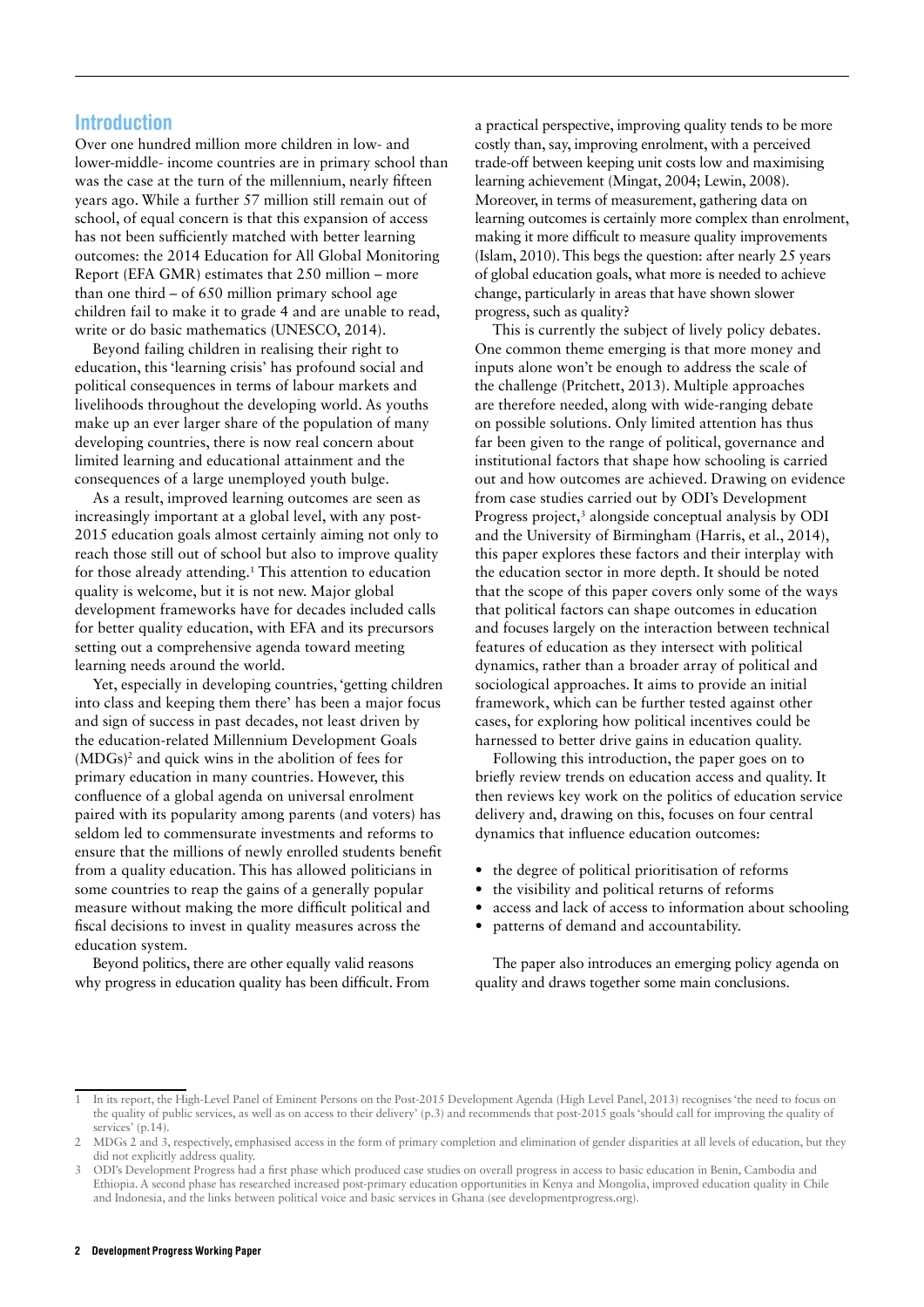## Introduction

Over one hundred million more children in low- and lower-middle- income countries are in primary school than was the case at the turn of the millennium, nearly fifteen years ago. While a further 57 million still remain out of school, of equal concern is that this expansion of access has not been sufficiently matched with better learning outcomes: the 2014 Education for All Global Monitoring Report (EFA GMR) estimates that 250 million – more than one third – of 650 million primary school age children fail to make it to grade 4 and are unable to read, write or do basic mathematics (UNESCO, 2014).

Beyond failing children in realising their right to education, this 'learning crisis' has profound social and political consequences in terms of labour markets and livelihoods throughout the developing world. As youths make up an ever larger share of the population of many developing countries, there is now real concern about limited learning and educational attainment and the consequences of a large unemployed youth bulge.

As a result, improved learning outcomes are seen as increasingly important at a global level, with any post-2015 education goals almost certainly aiming not only to reach those still out of school but also to improve quality for those already attending.[1] This attention to education quality is welcome, but it is not new. Major global development frameworks have for decades included calls for better quality education, with EFA and its precursors setting out a comprehensive agenda toward meeting learning needs around the world.

Yet, especially in developing countries, 'getting children into class and keeping them there' has been a major focus and sign of success in past decades, not least driven by the education-related Millennium Development Goals (MDGs)[2] and quick wins in the abolition of fees for primary education in many countries. However, this confluence of a global agenda on universal enrolment paired with its popularity among parents (and voters) has seldom led to commensurate investments and reforms to ensure that the millions of newly enrolled students benefit from a quality education. This has allowed politicians in some countries to reap the gains of a generally popular measure without making the more difficult political and fiscal decisions to invest in quality measures across the education system.

Beyond politics, there are other equally valid reasons why progress in education quality has been difficult. From a practical perspective, improving quality tends to be more costly than, say, improving enrolment, with a perceived trade-off between keeping unit costs low and maximising learning achievement (Mingat, 2004; Lewin, 2008). Moreover, in terms of measurement, gathering data on learning outcomes is certainly more complex than enrolment, making it more difficult to measure quality improvements (Islam, 2010). This begs the question: after nearly 25 years of global education goals, what more is needed to achieve change, particularly in areas that have shown slower progress, such as quality?

This is currently the subject of lively policy debates. One common theme emerging is that more money and inputs alone won't be enough to address the scale of the challenge (Pritchett, 2013). Multiple approaches are therefore needed, along with wide-ranging debate on possible solutions. Only limited attention has thus far been given to the range of political, governance and institutional factors that shape how schooling is carried out and how outcomes are achieved. Drawing on evidence from case studies carried out by ODI's Development Progress project,[3] alongside conceptual analysis by ODI and the University of Birmingham (Harris, et al., 2014), this paper explores these factors and their interplay with the education sector in more depth. It should be noted that the scope of this paper covers only some of the ways that political factors can shape outcomes in education and focuses largely on the interaction between technical features of education as they intersect with political dynamics, rather than a broader array of political and sociological approaches. It aims to provide an initial framework, which can be further tested against other cases, for exploring how political incentives could be harnessed to better drive gains in education quality.

Following this introduction, the paper goes on to briefly review trends on education access and quality. It then reviews key work on the politics of education service delivery and, drawing on this, focuses on four central dynamics that influence education outcomes:

- the degree of political prioritisation of reforms
- the visibility and political returns of reforms
- access and lack of access to information about schooling
- patterns of demand and accountability.

The paper also introduces an emerging policy agenda on quality and draws together some main conclusions.

---

1 In its report, the High-Level Panel of Eminent Persons on the Post-2015 Development Agenda (High Level Panel, 2013) recognises 'the need to focus on the quality of public services, as well as on access to their delivery' (p.3) and recommends that post-2015 goals 'should call for improving the quality of services' (p.14).

2 MDGs 2 and 3, respectively, emphasised access in the form of primary completion and elimination of gender disparities at all levels of education, but they did not explicitly address quality.

3 ODI's Development Progress had a first phase which produced case studies on overall progress in access to basic education in Benin, Cambodia and Ethiopia. A second phase has researched increased post-primary education opportunities in Kenya and Mongolia, improved education quality in Chile and Indonesia, and the links between political voice and basic services in Ghana (see developmentprogress.org).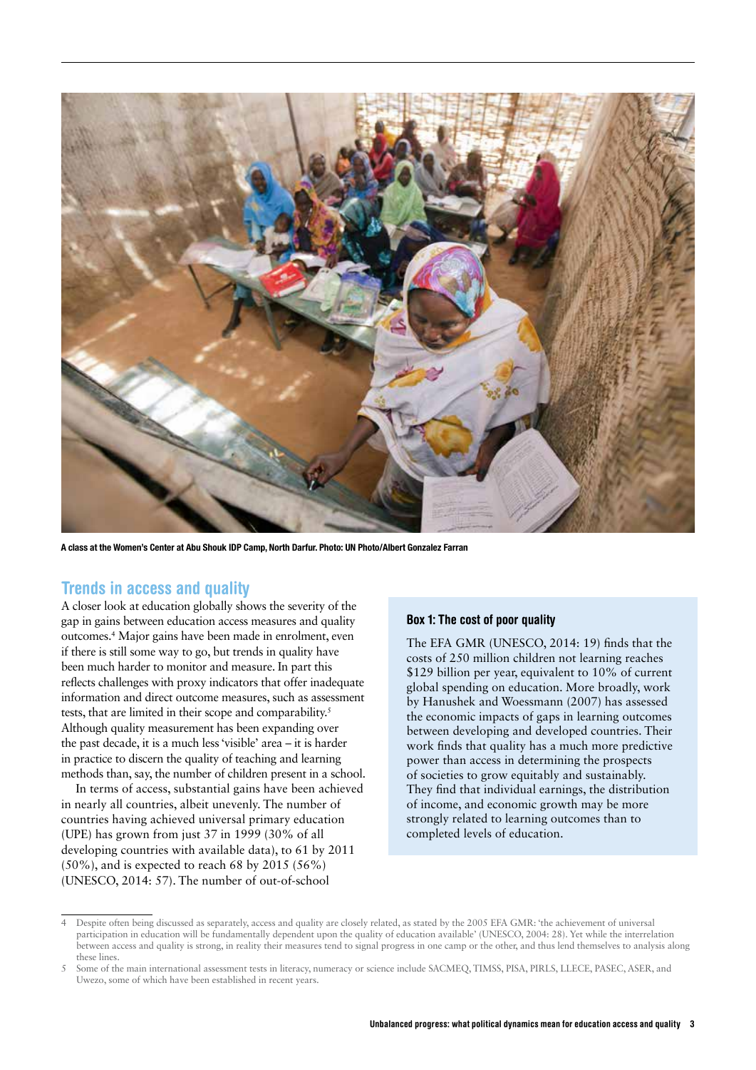A class at the Women's Center at Abu Shouk IDP Camp, North Darfur. Photo: UN Photo/Albert Gonzalez Farran

## Trends in access and quality

A closer look at education globally shows the severity of the gap in gains between education access measures and quality outcomes.[4] Major gains have been made in enrolment, even if there is still some way to go, but trends in quality have been much harder to monitor and measure. In part this reflects challenges with proxy indicators that offer inadequate information and direct outcome measures, such as assessment tests, that are limited in their scope and comparability.[5] Although quality measurement has been expanding over the past decade, it is a much less 'visible' area – it is harder in practice to discern the quality of teaching and learning methods than, say, the number of children present in a school.

In terms of access, substantial gains have been achieved in nearly all countries, albeit unevenly. The number of countries having achieved universal primary education (UPE) has grown from just 37 in 1999 (30% of all developing countries with available data), to 61 by 2011 (50%), and is expected to reach 68 by 2015 (56%) (UNESCO, 2014: 57). The number of out-of-school

### Box 1: The cost of poor quality

The EFA GMR (UNESCO, 2014: 19) finds that the costs of 250 million children not learning reaches $129 billion per year, equivalent to 10% of current global spending on education. More broadly, work by Hanushek and Woessmann (2007) has assessed the economic impacts of gaps in learning outcomes between developing and developed countries. Their work finds that quality has a much more predictive power than access in determining the prospects of societies to grow equitably and sustainably. They find that individual earnings, the distribution of income, and economic growth may be more strongly related to learning outcomes than to completed levels of education.

---

4 Despite often being discussed as separately, access and quality are closely related, as stated by the 2005 EFA GMR: 'the achievement of universal participation in education will be fundamentally dependent upon the quality of education available' (UNESCO, 2004: 28). Yet while the interrelation between access and quality is strong, in reality their measures tend to signal progress in one camp or the other, and thus lend themselves to analysis along these lines.

5 Some of the main international assessment tests in literacy, numeracy or science include SACMEQ, TIMSS, PISA, PIRLS, LLECE, PASEC, ASER, and Uwezo, some of which have been established in recent years.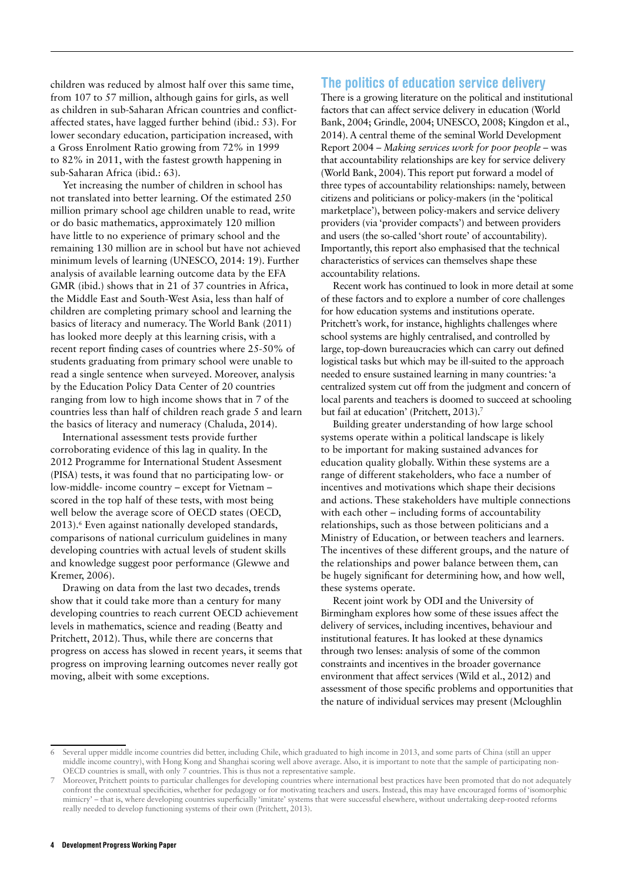children was reduced by almost half over this same time, from 107 to 57 million, although gains for girls, as well as children in sub-Saharan African countries and conflict-affected states, have lagged further behind (ibid.: 53). For lower secondary education, participation increased, with a Gross Enrolment Ratio growing from 72% in 1999 to 82% in 2011, with the fastest growth happening in sub-Saharan Africa (ibid.: 63).

Yet increasing the number of children in school has not translated into better learning. Of the estimated 250 million primary school age children unable to read, write or do basic mathematics, approximately 120 million have little to no experience of primary school and the remaining 130 million are in school but have not achieved minimum levels of learning (UNESCO, 2014: 19). Further analysis of available learning outcome data by the EFA GMR (ibid.) shows that in 21 of 37 countries in Africa, the Middle East and South-West Asia, less than half of children are completing primary school and learning the basics of literacy and numeracy. The World Bank (2011) has looked more deeply at this learning crisis, with a recent report finding cases of countries where 25-50% of students graduating from primary school were unable to read a single sentence when surveyed. Moreover, analysis by the Education Policy Data Center of 20 countries ranging from low to high income shows that in 7 of the countries less than half of children reach grade 5 and learn the basics of literacy and numeracy (Chaluda, 2014).

International assessment tests provide further corroborating evidence of this lag in quality. In the 2012 Programme for International Student Assesment (PISA) tests, it was found that no participating low- or low-middle- income country – except for Vietnam – scored in the top half of these tests, with most being well below the average score of OECD states (OECD, 2013).[6] Even against nationally developed standards, comparisons of national curriculum guidelines in many developing countries with actual levels of student skills and knowledge suggest poor performance (Glewwe and Kremer, 2006).

Drawing on data from the last two decades, trends show that it could take more than a century for many developing countries to reach current OECD achievement levels in mathematics, science and reading (Beatty and Pritchett, 2012). Thus, while there are concerns that progress on access has slowed in recent years, it seems that progress on improving learning outcomes never really got moving, albeit with some exceptions.

## The politics of education service delivery

There is a growing literature on the political and institutional factors that can affect service delivery in education (World Bank, 2004; Grindle, 2004; UNESCO, 2008; Kingdon et al., 2014). A central theme of the seminal World Development Report 2004 – *Making services work for poor people* – was that accountability relationships are key for service delivery (World Bank, 2004). This report put forward a model of three types of accountability relationships: namely, between citizens and politicians or policy-makers (in the 'political marketplace'), between policy-makers and service delivery providers (via 'provider compacts') and between providers and users (the so-called 'short route' of accountability). Importantly, this report also emphasised that the technical characteristics of services can themselves shape these accountability relations.

Recent work has continued to look in more detail at some of these factors and to explore a number of core challenges for how education systems and institutions operate. Pritchett's work, for instance, highlights challenges where school systems are highly centralised, and controlled by large, top-down bureaucracies which can carry out defined logistical tasks but which may be ill-suited to the approach needed to ensure sustained learning in many countries: 'a centralized system cut off from the judgment and concern of local parents and teachers is doomed to succeed at schooling but fail at education' (Pritchett, 2013).[7]

Building greater understanding of how large school systems operate within a political landscape is likely to be important for making sustained advances for education quality globally. Within these systems are a range of different stakeholders, who face a number of incentives and motivations which shape their decisions and actions. These stakeholders have multiple connections with each other – including forms of accountability relationships, such as those between politicians and a Ministry of Education, or between teachers and learners. The incentives of these different groups, and the nature of the relationships and power balance between them, can be hugely significant for determining how, and how well, these systems operate.

Recent joint work by ODI and the University of Birmingham explores how some of these issues affect the delivery of services, including incentives, behaviour and institutional features. It has looked at these dynamics through two lenses: analysis of some of the common constraints and incentives in the broader governance environment that affect services (Wild et al., 2012) and assessment of those specific problems and opportunities that the nature of individual services may present (Mcloughlin

---

6 Several upper middle income countries did better, including Chile, which graduated to high income in 2013, and some parts of China (still an upper middle income country), with Hong Kong and Shanghai scoring well above average. Also, it is important to note that the sample of participating non-OECD countries is small, with only 7 countries. This is thus not a representative sample.

7 Moreover, Pritchett points to particular challenges for developing countries where international best practices have been promoted that do not adequately confront the contextual specificities, whether for pedagogy or for motivating teachers and users. Instead, this may have encouraged forms of 'isomorphic mimicry' – that is, where developing countries superficially 'imitate' systems that were successful elsewhere, without undertaking deep-rooted reforms really needed to develop functioning systems of their own (Pritchett, 2013).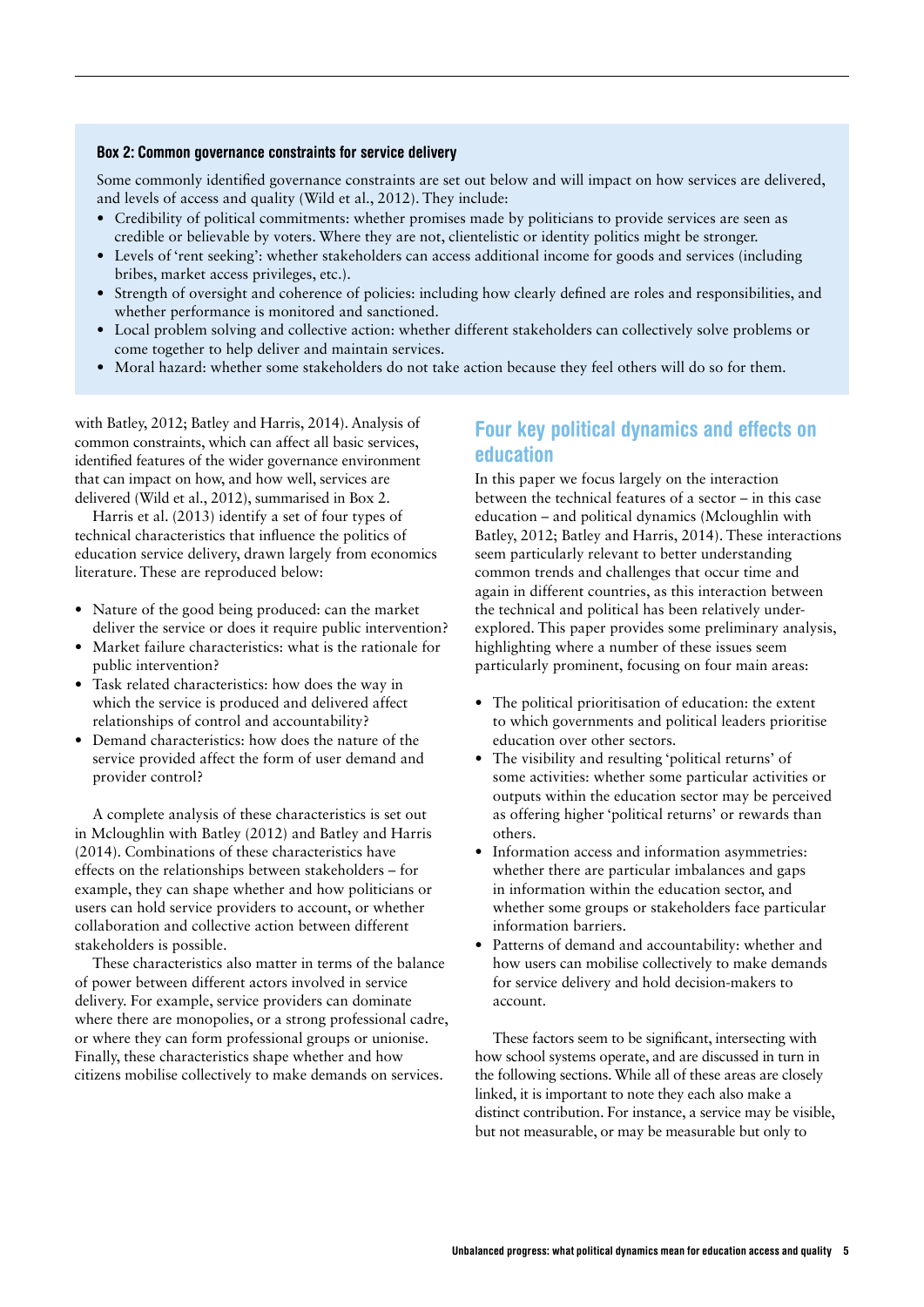**Box 2: Common governance constraints for service delivery**

Some commonly identified governance constraints are set out below and will impact on how services are delivered, and levels of access and quality (Wild et al., 2012). They include:

- Credibility of political commitments: whether promises made by politicians to provide services are seen as credible or believable by voters. Where they are not, clientelistic or identity politics might be stronger.
- Levels of 'rent seeking': whether stakeholders can access additional income for goods and services (including bribes, market access privileges, etc.).
- Strength of oversight and coherence of policies: including how clearly defined are roles and responsibilities, and whether performance is monitored and sanctioned.
- Local problem solving and collective action: whether different stakeholders can collectively solve problems or come together to help deliver and maintain services.
- Moral hazard: whether some stakeholders do not take action because they feel others will do so for them.

with Batley, 2012; Batley and Harris, 2014). Analysis of common constraints, which can affect all basic services, identified features of the wider governance environment that can impact on how, and how well, services are delivered (Wild et al., 2012), summarised in Box 2.

Harris et al. (2013) identify a set of four types of technical characteristics that influence the politics of education service delivery, drawn largely from economics literature. These are reproduced below:

- Nature of the good being produced: can the market deliver the service or does it require public intervention?
- Market failure characteristics: what is the rationale for public intervention?
- Task related characteristics: how does the way in which the service is produced and delivered affect relationships of control and accountability?
- Demand characteristics: how does the nature of the service provided affect the form of user demand and provider control?

A complete analysis of these characteristics is set out in Mcloughlin with Batley (2012) and Batley and Harris (2014). Combinations of these characteristics have effects on the relationships between stakeholders – for example, they can shape whether and how politicians or users can hold service providers to account, or whether collaboration and collective action between different stakeholders is possible.

These characteristics also matter in terms of the balance of power between different actors involved in service delivery. For example, service providers can dominate where there are monopolies, or a strong professional cadre, or where they can form professional groups or unionise. Finally, these characteristics shape whether and how citizens mobilise collectively to make demands on services.

## Four key political dynamics and effects on education

In this paper we focus largely on the interaction between the technical features of a sector – in this case education – and political dynamics (Mcloughlin with Batley, 2012; Batley and Harris, 2014). These interactions seem particularly relevant to better understanding common trends and challenges that occur time and again in different countries, as this interaction between the technical and political has been relatively under-explored. This paper provides some preliminary analysis, highlighting where a number of these issues seem particularly prominent, focusing on four main areas:

- The political prioritisation of education: the extent to which governments and political leaders prioritise education over other sectors.
- The visibility and resulting 'political returns' of some activities: whether some particular activities or outputs within the education sector may be perceived as offering higher 'political returns' or rewards than others.
- Information access and information asymmetries: whether there are particular imbalances and gaps in information within the education sector, and whether some groups or stakeholders face particular information barriers.
- Patterns of demand and accountability: whether and how users can mobilise collectively to make demands for service delivery and hold decision-makers to account.

These factors seem to be significant, intersecting with how school systems operate, and are discussed in turn in the following sections. While all of these areas are closely linked, it is important to note they each also make a distinct contribution. For instance, a service may be visible, but not measurable, or may be measurable but only to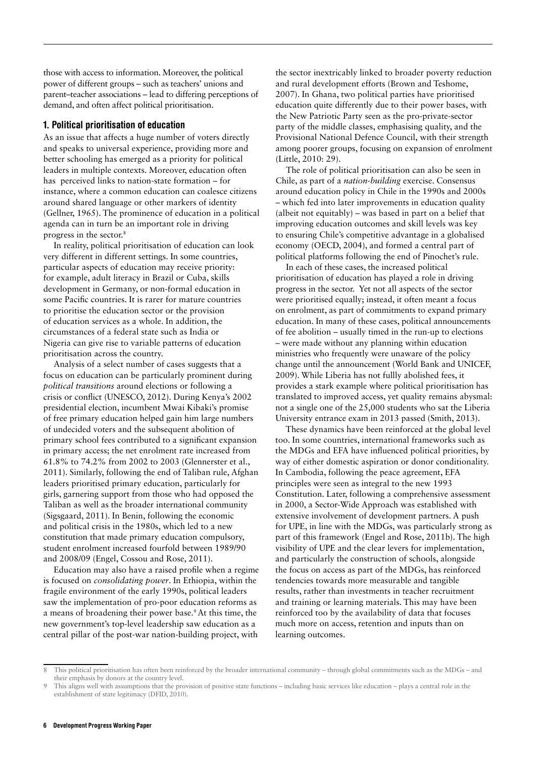those with access to information. Moreover, the political power of different groups – such as teachers' unions and parent–teacher associations – lead to differing perceptions of demand, and often affect political prioritisation.

## 1. Political prioritisation of education

As an issue that affects a huge number of voters directly and speaks to universal experience, providing more and better schooling has emerged as a priority for political leaders in multiple contexts. Moreover, education often has perceived links to nation-state formation – for instance, where a common education can coalesce citizens around shared language or other markers of identity (Gellner, 1965). The prominence of education in a political agenda can in turn be an important role in driving progress in the sector.[8]

In reality, political prioritisation of education can look very different in different settings. In some countries, particular aspects of education may receive priority: for example, adult literacy in Brazil or Cuba, skills development in Germany, or non-formal education in some Pacific countries. It is rarer for mature countries to prioritise the education sector or the provision of education services as a whole. In addition, the circumstances of a federal state such as India or Nigeria can give rise to variable patterns of education prioritisation across the country.

Analysis of a select number of cases suggests that a focus on education can be particularly prominent during *political transitions* around elections or following a crisis or conflict (UNESCO, 2012). During Kenya's 2002 presidential election, incumbent Mwai Kibaki's promise of free primary education helped gain him large numbers of undecided voters and the subsequent abolition of primary school fees contributed to a significant expansion in primary access; the net enrolment rate increased from 61.8% to 74.2% from 2002 to 2003 (Glennerster et al., 2011). Similarly, following the end of Taliban rule, Afghan leaders prioritised primary education, particularly for girls, garnering support from those who had opposed the Taliban as well as the broader international community (Sigsgaard, 2011). In Benin, following the economic and political crisis in the 1980s, which led to a new constitution that made primary education compulsory, student enrolment increased fourfold between 1989/90 and 2008/09 (Engel, Cossou and Rose, 2011).

Education may also have a raised profile when a regime is focused on *consolidating power*. In Ethiopia, within the fragile environment of the early 1990s, political leaders saw the implementation of pro-poor education reforms as a means of broadening their power base.[9] At this time, the new government's top-level leadership saw education as a central pillar of the post-war nation-building project, with the sector inextricably linked to broader poverty reduction and rural development efforts (Brown and Teshome, 2007). In Ghana, two political parties have prioritised education quite differently due to their power bases, with the New Patriotic Party seen as the pro-private-sector party of the middle classes, emphasising quality, and the Provisional National Defence Council, with their strength among poorer groups, focusing on expansion of enrolment (Little, 2010: 29).

The role of political prioritisation can also be seen in Chile, as part of a *nation-building* exercise. Consensus around education policy in Chile in the 1990s and 2000s – which fed into later improvements in education quality (albeit not equitably) – was based in part on a belief that improving education outcomes and skill levels was key to ensuring Chile's competitive advantage in a globalised economy (OECD, 2004), and formed a central part of political platforms following the end of Pinochet's rule.

In each of these cases, the increased political prioritisation of education has played a role in driving progress in the sector. Yet not all aspects of the sector were prioritised equally; instead, it often meant a focus on enrolment, as part of commitments to expand primary education. In many of these cases, political announcements of fee abolition – usually timed in the run-up to elections – were made without any planning within education ministries who frequently were unaware of the policy change until the announcement (World Bank and UNICEF, 2009). While Liberia has not fullly abolished fees, it provides a stark example where political prioritisation has translated to improved access, yet quality remains abysmal: not a single one of the 25,000 students who sat the Liberia University entrance exam in 2013 passed (Smith, 2013).

These dynamics have been reinforced at the global level too. In some countries, international frameworks such as the MDGs and EFA have influenced political priorities, by way of either domestic aspiration or donor conditionality. In Cambodia, following the peace agreement, EFA principles were seen as integral to the new 1993 Constitution. Later, following a comprehensive assessment in 2000, a Sector-Wide Approach was established with extensive involvement of development partners. A push for UPE, in line with the MDGs, was particularly strong as part of this framework (Engel and Rose, 2011b). The high visibility of UPE and the clear levers for implementation, and particularly the construction of schools, alongside the focus on access as part of the MDGs, has reinforced tendencies towards more measurable and tangible results, rather than investments in teacher recruitment and training or learning materials. This may have been reinforced too by the availability of data that focuses much more on access, retention and inputs than on learning outcomes.

---

8 This political prioritisation has often been reinforced by the broader international community – through global commitments such as the MDGs – and their emphasis by donors at the country level.

9 This aligns well with assumptions that the provision of positive state functions – including basic services like education – plays a central role in the establishment of state legitimacy (DFID, 2010).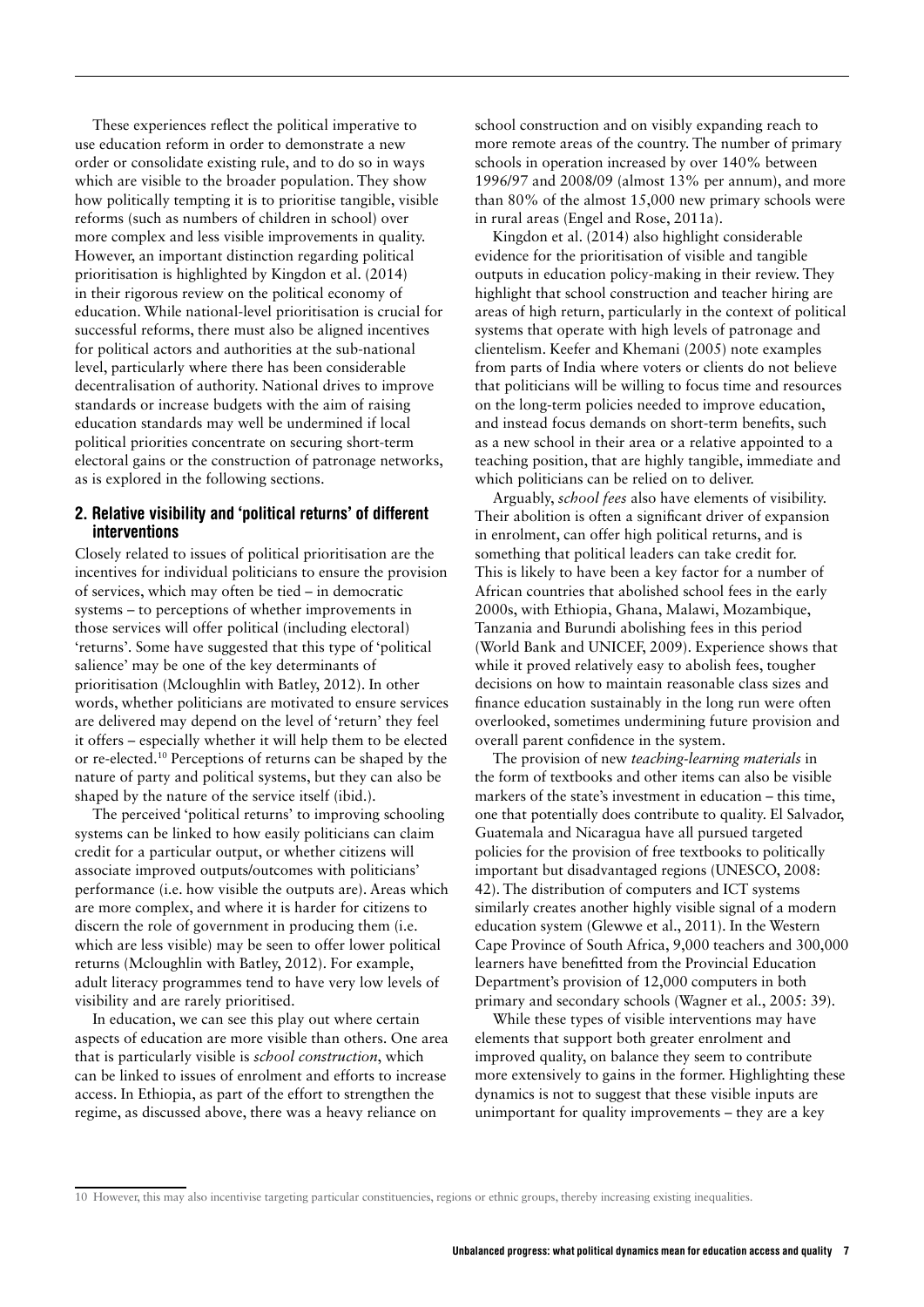These experiences reflect the political imperative to use education reform in order to demonstrate a new order or consolidate existing rule, and to do so in ways which are visible to the broader population. They show how politically tempting it is to prioritise tangible, visible reforms (such as numbers of children in school) over more complex and less visible improvements in quality. However, an important distinction regarding political prioritisation is highlighted by Kingdon et al. (2014) in their rigorous review on the political economy of education. While national-level prioritisation is crucial for successful reforms, there must also be aligned incentives for political actors and authorities at the sub-national level, particularly where there has been considerable decentralisation of authority. National drives to improve standards or increase budgets with the aim of raising education standards may well be undermined if local political priorities concentrate on securing short-term electoral gains or the construction of patronage networks, as is explored in the following sections.

## 2. Relative visibility and 'political returns' of different interventions

Closely related to issues of political prioritisation are the incentives for individual politicians to ensure the provision of services, which may often be tied – in democratic systems – to perceptions of whether improvements in those services will offer political (including electoral) 'returns'. Some have suggested that this type of 'political salience' may be one of the key determinants of prioritisation (Mcloughlin with Batley, 2012). In other words, whether politicians are motivated to ensure services are delivered may depend on the level of 'return' they feel it offers – especially whether it will help them to be elected or re-elected.[10] Perceptions of returns can be shaped by the nature of party and political systems, but they can also be shaped by the nature of the service itself (ibid.).

The perceived 'political returns' to improving schooling systems can be linked to how easily politicians can claim credit for a particular output, or whether citizens will associate improved outputs/outcomes with politicians' performance (i.e. how visible the outputs are). Areas which are more complex, and where it is harder for citizens to discern the role of government in producing them (i.e. which are less visible) may be seen to offer lower political returns (Mcloughlin with Batley, 2012). For example, adult literacy programmes tend to have very low levels of visibility and are rarely prioritised.

In education, we can see this play out where certain aspects of education are more visible than others. One area that is particularly visible is *school construction*, which can be linked to issues of enrolment and efforts to increase access. In Ethiopia, as part of the effort to strengthen the regime, as discussed above, there was a heavy reliance on school construction and on visibly expanding reach to more remote areas of the country. The number of primary schools in operation increased by over 140% between 1996/97 and 2008/09 (almost 13% per annum), and more than 80% of the almost 15,000 new primary schools were in rural areas (Engel and Rose, 2011a).

Kingdon et al. (2014) also highlight considerable evidence for the prioritisation of visible and tangible outputs in education policy-making in their review. They highlight that school construction and teacher hiring are areas of high return, particularly in the context of political systems that operate with high levels of patronage and clientelism. Keefer and Khemani (2005) note examples from parts of India where voters or clients do not believe that politicians will be willing to focus time and resources on the long-term policies needed to improve education, and instead focus demands on short-term benefits, such as a new school in their area or a relative appointed to a teaching position, that are highly tangible, immediate and which politicians can be relied on to deliver.

Arguably, *school fees* also have elements of visibility. Their abolition is often a significant driver of expansion in enrolment, can offer high political returns, and is something that political leaders can take credit for. This is likely to have been a key factor for a number of African countries that abolished school fees in the early 2000s, with Ethiopia, Ghana, Malawi, Mozambique, Tanzania and Burundi abolishing fees in this period (World Bank and UNICEF, 2009). Experience shows that while it proved relatively easy to abolish fees, tougher decisions on how to maintain reasonable class sizes and finance education sustainably in the long run were often overlooked, sometimes undermining future provision and overall parent confidence in the system.

The provision of new *teaching-learning materials* in the form of textbooks and other items can also be visible markers of the state's investment in education – this time, one that potentially does contribute to quality. El Salvador, Guatemala and Nicaragua have all pursued targeted policies for the provision of free textbooks to politically important but disadvantaged regions (UNESCO, 2008: 42). The distribution of computers and ICT systems similarly creates another highly visible signal of a modern education system (Glewwe et al., 2011). In the Western Cape Province of South Africa, 9,000 teachers and 300,000 learners have benefitted from the Provincial Education Department's provision of 12,000 computers in both primary and secondary schools (Wagner et al., 2005: 39).

While these types of visible interventions may have elements that support both greater enrolment and improved quality, on balance they seem to contribute more extensively to gains in the former. Highlighting these dynamics is not to suggest that these visible inputs are unimportant for quality improvements – they are a key

[10] However, this may also incentivise targeting particular constituencies, regions or ethnic groups, thereby increasing existing inequalities.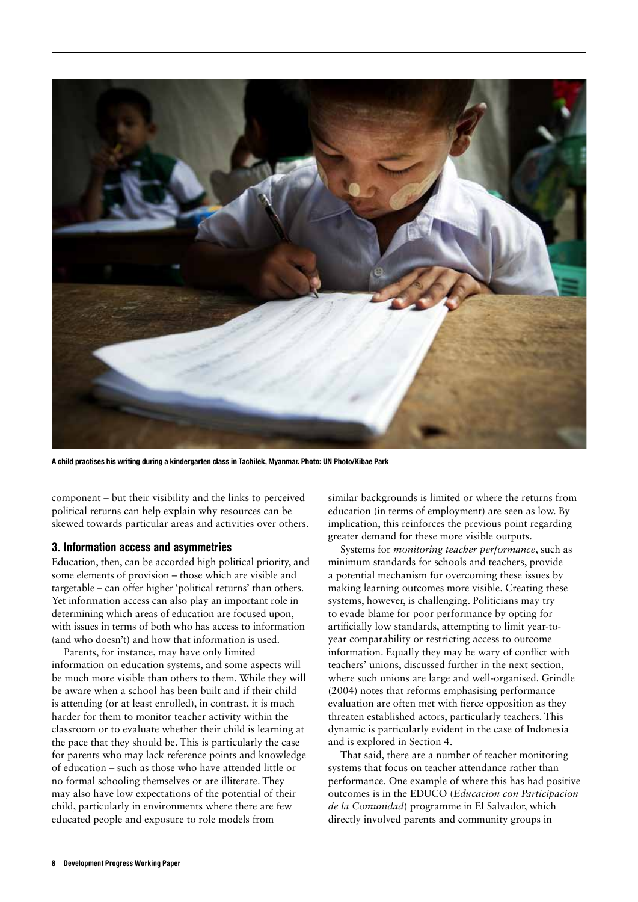A child practises his writing during a kindergarten class in Tachilek, Myanmar. Photo: UN Photo/Kibae Park

component – but their visibility and the links to perceived political returns can help explain why resources can be skewed towards particular areas and activities over others.

### 3. Information access and asymmetries

Education, then, can be accorded high political priority, and some elements of provision – those which are visible and targetable – can offer higher 'political returns' than others. Yet information access can also play an important role in determining which areas of education are focused upon, with issues in terms of both who has access to information (and who doesn't) and how that information is used.

Parents, for instance, may have only limited information on education systems, and some aspects will be much more visible than others to them. While they will be aware when a school has been built and if their child is attending (or at least enrolled), in contrast, it is much harder for them to monitor teacher activity within the classroom or to evaluate whether their child is learning at the pace that they should be. This is particularly the case for parents who may lack reference points and knowledge of education – such as those who have attended little or no formal schooling themselves or are illiterate. They may also have low expectations of the potential of their child, particularly in environments where there are few educated people and exposure to role models from similar backgrounds is limited or where the returns from education (in terms of employment) are seen as low. By implication, this reinforces the previous point regarding greater demand for these more visible outputs.

Systems for *monitoring teacher performance*, such as minimum standards for schools and teachers, provide a potential mechanism for overcoming these issues by making learning outcomes more visible. Creating these systems, however, is challenging. Politicians may try to evade blame for poor performance by opting for artificially low standards, attempting to limit year-to-year comparability or restricting access to outcome information. Equally they may be wary of conflict with teachers' unions, discussed further in the next section, where such unions are large and well-organised. Grindle (2004) notes that reforms emphasising performance evaluation are often met with fierce opposition as they threaten established actors, particularly teachers. This dynamic is particularly evident in the case of Indonesia and is explored in Section 4.

That said, there are a number of teacher monitoring systems that focus on teacher attendance rather than performance. One example of where this has had positive outcomes is in the EDUCO (*Educacion con Participacion de la Comunidad*) programme in El Salvador, which directly involved parents and community groups in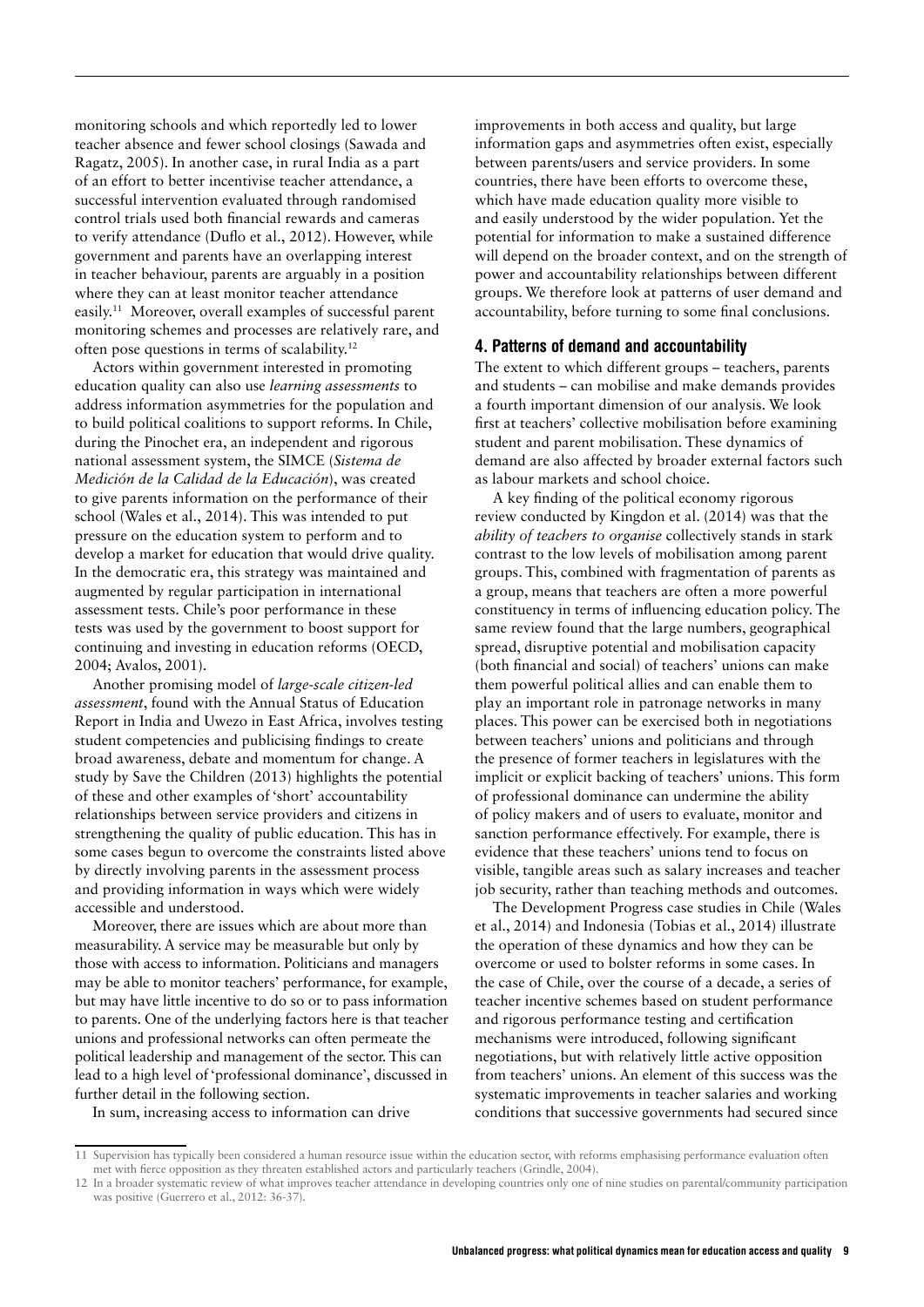monitoring schools and which reportedly led to lower teacher absence and fewer school closings (Sawada and Ragatz, 2005). In another case, in rural India as a part of an effort to better incentivise teacher attendance, a successful intervention evaluated through randomised control trials used both financial rewards and cameras to verify attendance (Duflo et al., 2012). However, while government and parents have an overlapping interest in teacher behaviour, parents are arguably in a position where they can at least monitor teacher attendance easily.[11] Moreover, overall examples of successful parent monitoring schemes and processes are relatively rare, and often pose questions in terms of scalability.[12]

Actors within government interested in promoting education quality can also use *learning assessments* to address information asymmetries for the population and to build political coalitions to support reforms. In Chile, during the Pinochet era, an independent and rigorous national assessment system, the SIMCE (*Sistema de Medición de la Calidad de la Educación*), was created to give parents information on the performance of their school (Wales et al., 2014). This was intended to put pressure on the education system to perform and to develop a market for education that would drive quality. In the democratic era, this strategy was maintained and augmented by regular participation in international assessment tests. Chile's poor performance in these tests was used by the government to boost support for continuing and investing in education reforms (OECD, 2004; Avalos, 2001).

Another promising model of *large-scale citizen-led assessment*, found with the Annual Status of Education Report in India and Uwezo in East Africa, involves testing student competencies and publicising findings to create broad awareness, debate and momentum for change. A study by Save the Children (2013) highlights the potential of these and other examples of 'short' accountability relationships between service providers and citizens in strengthening the quality of public education. This has in some cases begun to overcome the constraints listed above by directly involving parents in the assessment process and providing information in ways which were widely accessible and understood.

Moreover, there are issues which are about more than measurability. A service may be measurable but only by those with access to information. Politicians and managers may be able to monitor teachers' performance, for example, but may have little incentive to do so or to pass information to parents. One of the underlying factors here is that teacher unions and professional networks can often permeate the political leadership and management of the sector. This can lead to a high level of 'professional dominance', discussed in further detail in the following section.

In sum, increasing access to information can drive improvements in both access and quality, but large information gaps and asymmetries often exist, especially between parents/users and service providers. In some countries, there have been efforts to overcome these, which have made education quality more visible to and easily understood by the wider population. Yet the potential for information to make a sustained difference will depend on the broader context, and on the strength of power and accountability relationships between different groups. We therefore look at patterns of user demand and accountability, before turning to some final conclusions.

## 4. Patterns of demand and accountability

The extent to which different groups – teachers, parents and students – can mobilise and make demands provides a fourth important dimension of our analysis. We look first at teachers' collective mobilisation before examining student and parent mobilisation. These dynamics of demand are also affected by broader external factors such as labour markets and school choice.

A key finding of the political economy rigorous review conducted by Kingdon et al. (2014) was that the *ability of teachers to organise* collectively stands in stark contrast to the low levels of mobilisation among parent groups. This, combined with fragmentation of parents as a group, means that teachers are often a more powerful constituency in terms of influencing education policy. The same review found that the large numbers, geographical spread, disruptive potential and mobilisation capacity (both financial and social) of teachers' unions can make them powerful political allies and can enable them to play an important role in patronage networks in many places. This power can be exercised both in negotiations between teachers' unions and politicians and through the presence of former teachers in legislatures with the implicit or explicit backing of teachers' unions. This form of professional dominance can undermine the ability of policy makers and of users to evaluate, monitor and sanction performance effectively. For example, there is evidence that these teachers' unions tend to focus on visible, tangible areas such as salary increases and teacher job security, rather than teaching methods and outcomes.

The Development Progress case studies in Chile (Wales et al., 2014) and Indonesia (Tobias et al., 2014) illustrate the operation of these dynamics and how they can be overcome or used to bolster reforms in some cases. In the case of Chile, over the course of a decade, a series of teacher incentive schemes based on student performance and rigorous performance testing and certification mechanisms were introduced, following significant negotiations, but with relatively little active opposition from teachers' unions. An element of this success was the systematic improvements in teacher salaries and working conditions that successive governments had secured since

---

[11] Supervision has typically been considered a human resource issue within the education sector, with reforms emphasising performance evaluation often met with fierce opposition as they threaten established actors and particularly teachers (Grindle, 2004).

[12] In a broader systematic review of what improves teacher attendance in developing countries only one of nine studies on parental/community participation was positive (Guerrero et al., 2012: 36-37).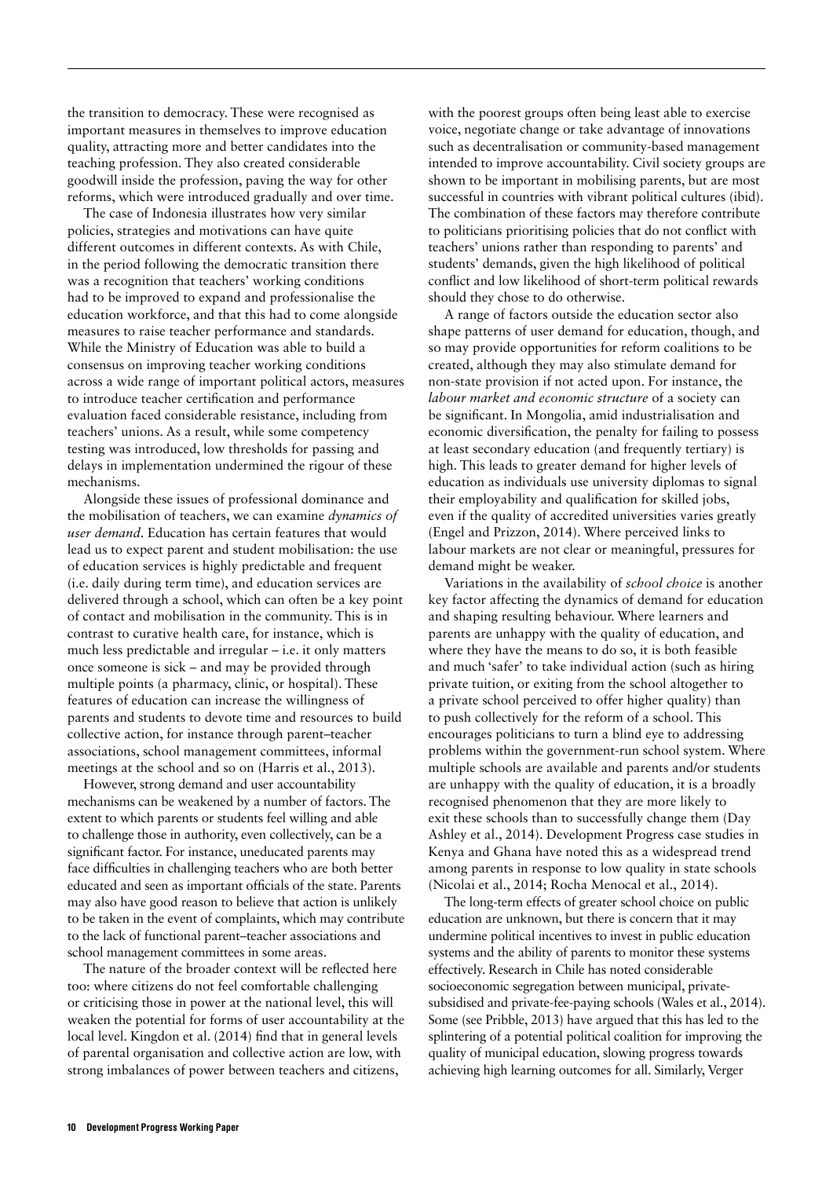the transition to democracy. These were recognised as important measures in themselves to improve education quality, attracting more and better candidates into the teaching profession. They also created considerable goodwill inside the profession, paving the way for other reforms, which were introduced gradually and over time.

The case of Indonesia illustrates how very similar policies, strategies and motivations can have quite different outcomes in different contexts. As with Chile, in the period following the democratic transition there was a recognition that teachers' working conditions had to be improved to expand and professionalise the education workforce, and that this had to come alongside measures to raise teacher performance and standards. While the Ministry of Education was able to build a consensus on improving teacher working conditions across a wide range of important political actors, measures to introduce teacher certification and performance evaluation faced considerable resistance, including from teachers' unions. As a result, while some competency testing was introduced, low thresholds for passing and delays in implementation undermined the rigour of these mechanisms.

Alongside these issues of professional dominance and the mobilisation of teachers, we can examine *dynamics of user demand*. Education has certain features that would lead us to expect parent and student mobilisation: the use of education services is highly predictable and frequent (i.e. daily during term time), and education services are delivered through a school, which can often be a key point of contact and mobilisation in the community. This is in contrast to curative health care, for instance, which is much less predictable and irregular – i.e. it only matters once someone is sick – and may be provided through multiple points (a pharmacy, clinic, or hospital). These features of education can increase the willingness of parents and students to devote time and resources to build collective action, for instance through parent–teacher associations, school management committees, informal meetings at the school and so on (Harris et al., 2013).

However, strong demand and user accountability mechanisms can be weakened by a number of factors. The extent to which parents or students feel willing and able to challenge those in authority, even collectively, can be a significant factor. For instance, uneducated parents may face difficulties in challenging teachers who are both better educated and seen as important officials of the state. Parents may also have good reason to believe that action is unlikely to be taken in the event of complaints, which may contribute to the lack of functional parent–teacher associations and school management committees in some areas.

The nature of the broader context will be reflected here too: where citizens do not feel comfortable challenging or criticising those in power at the national level, this will weaken the potential for forms of user accountability at the local level. Kingdon et al. (2014) find that in general levels of parental organisation and collective action are low, with strong imbalances of power between teachers and citizens, with the poorest groups often being least able to exercise voice, negotiate change or take advantage of innovations such as decentralisation or community-based management intended to improve accountability. Civil society groups are shown to be important in mobilising parents, but are most successful in countries with vibrant political cultures (ibid). The combination of these factors may therefore contribute to politicians prioritising policies that do not conflict with teachers' unions rather than responding to parents' and students' demands, given the high likelihood of political conflict and low likelihood of short-term political rewards should they chose to do otherwise.

A range of factors outside the education sector also shape patterns of user demand for education, though, and so may provide opportunities for reform coalitions to be created, although they may also stimulate demand for non-state provision if not acted upon. For instance, the *labour market and economic structure* of a society can be significant. In Mongolia, amid industrialisation and economic diversification, the penalty for failing to possess at least secondary education (and frequently tertiary) is high. This leads to greater demand for higher levels of education as individuals use university diplomas to signal their employability and qualification for skilled jobs, even if the quality of accredited universities varies greatly (Engel and Prizzon, 2014). Where perceived links to labour markets are not clear or meaningful, pressures for demand might be weaker.

Variations in the availability of *school choice* is another key factor affecting the dynamics of demand for education and shaping resulting behaviour. Where learners and parents are unhappy with the quality of education, and where they have the means to do so, it is both feasible and much 'safer' to take individual action (such as hiring private tuition, or exiting from the school altogether to a private school perceived to offer higher quality) than to push collectively for the reform of a school. This encourages politicians to turn a blind eye to addressing problems within the government-run school system. Where multiple schools are available and parents and/or students are unhappy with the quality of education, it is a broadly recognised phenomenon that they are more likely to exit these schools than to successfully change them (Day Ashley et al., 2014). Development Progress case studies in Kenya and Ghana have noted this as a widespread trend among parents in response to low quality in state schools (Nicolai et al., 2014; Rocha Menocal et al., 2014).

The long-term effects of greater school choice on public education are unknown, but there is concern that it may undermine political incentives to invest in public education systems and the ability of parents to monitor these systems effectively. Research in Chile has noted considerable socioeconomic segregation between municipal, private-subsidised and private-fee-paying schools (Wales et al., 2014). Some (see Pribble, 2013) have argued that this has led to the splintering of a potential political coalition for improving the quality of municipal education, slowing progress towards achieving high learning outcomes for all. Similarly, Verger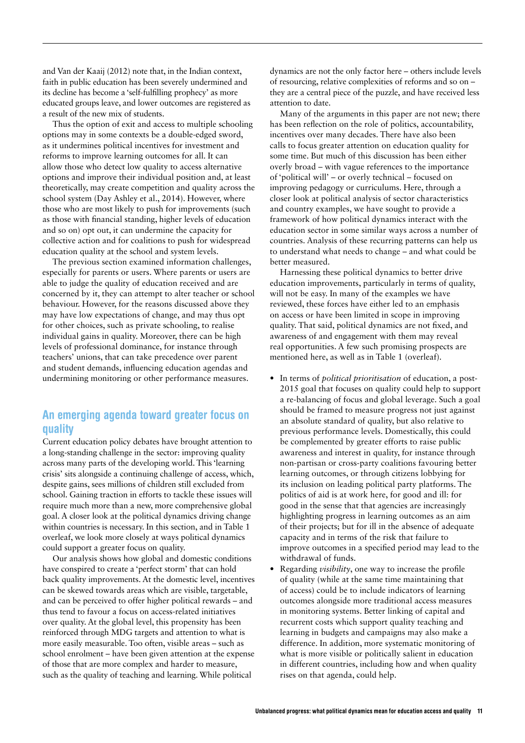and Van der Kaaij (2012) note that, in the Indian context, faith in public education has been severely undermined and its decline has become a 'self-fulfilling prophecy' as more educated groups leave, and lower outcomes are registered as a result of the new mix of students.

Thus the option of exit and access to multiple schooling options may in some contexts be a double-edged sword, as it undermines political incentives for investment and reforms to improve learning outcomes for all. It can allow those who detect low quality to access alternative options and improve their individual position and, at least theoretically, may create competition and quality across the school system (Day Ashley et al., 2014). However, where those who are most likely to push for improvements (such as those with financial standing, higher levels of education and so on) opt out, it can undermine the capacity for collective action and for coalitions to push for widespread education quality at the school and system levels.

The previous section examined information challenges, especially for parents or users. Where parents or users are able to judge the quality of education received and are concerned by it, they can attempt to alter teacher or school behaviour. However, for the reasons discussed above they may have low expectations of change, and may thus opt for other choices, such as private schooling, to realise individual gains in quality. Moreover, there can be high levels of professional dominance, for instance through teachers' unions, that can take precedence over parent and student demands, influencing education agendas and undermining monitoring or other performance measures.

## An emerging agenda toward greater focus on quality

Current education policy debates have brought attention to a long-standing challenge in the sector: improving quality across many parts of the developing world. This 'learning crisis' sits alongside a continuing challenge of access, which, despite gains, sees millions of children still excluded from school. Gaining traction in efforts to tackle these issues will require much more than a new, more comprehensive global goal. A closer look at the political dynamics driving change within countries is necessary. In this section, and in Table 1 overleaf, we look more closely at ways political dynamics could support a greater focus on quality.

Our analysis shows how global and domestic conditions have conspired to create a 'perfect storm' that can hold back quality improvements. At the domestic level, incentives can be skewed towards areas which are visible, targetable, and can be perceived to offer higher political rewards – and thus tend to favour a focus on access-related initiatives over quality. At the global level, this propensity has been reinforced through MDG targets and attention to what is more easily measurable. Too often, visible areas – such as school enrolment – have been given attention at the expense of those that are more complex and harder to measure, such as the quality of teaching and learning. While political dynamics are not the only factor here – others include levels of resourcing, relative complexities of reforms and so on – they are a central piece of the puzzle, and have received less attention to date.

Many of the arguments in this paper are not new; there has been reflection on the role of politics, accountability, incentives over many decades. There have also been calls to focus greater attention on education quality for some time. But much of this discussion has been either overly broad – with vague references to the importance of 'political will' – or overly technical – focused on improving pedagogy or curriculums. Here, through a closer look at political analysis of sector characteristics and country examples, we have sought to provide a framework of how political dynamics interact with the education sector in some similar ways across a number of countries. Analysis of these recurring patterns can help us to understand what needs to change – and what could be better measured.

Harnessing these political dynamics to better drive education improvements, particularly in terms of quality, will not be easy. In many of the examples we have reviewed, these forces have either led to an emphasis on access or have been limited in scope in improving quality. That said, political dynamics are not fixed, and awareness of and engagement with them may reveal real opportunities. A few such promising prospects are mentioned here, as well as in Table 1 (overleaf).

- In terms of *political prioritisation* of education, a post-2015 goal that focuses on quality could help to support a re-balancing of focus and global leverage. Such a goal should be framed to measure progress not just against an absolute standard of quality, but also relative to previous performance levels. Domestically, this could be complemented by greater efforts to raise public awareness and interest in quality, for instance through non-partisan or cross-party coalitions favouring better learning outcomes, or through citizens lobbying for its inclusion on leading political party platforms. The politics of aid is at work here, for good and ill: for good in the sense that that agencies are increasingly highlighting progress in learning outcomes as an aim of their projects; but for ill in the absence of adequate capacity and in terms of the risk that failure to improve outcomes in a specified period may lead to the withdrawal of funds.
- Regarding *visibility*, one way to increase the profile of quality (while at the same time maintaining that of access) could be to include indicators of learning outcomes alongside more traditional access measures in monitoring systems. Better linking of capital and recurrent costs which support quality teaching and learning in budgets and campaigns may also make a difference. In addition, more systematic monitoring of what is more visible or politically salient in education in different countries, including how and when quality rises on that agenda, could help.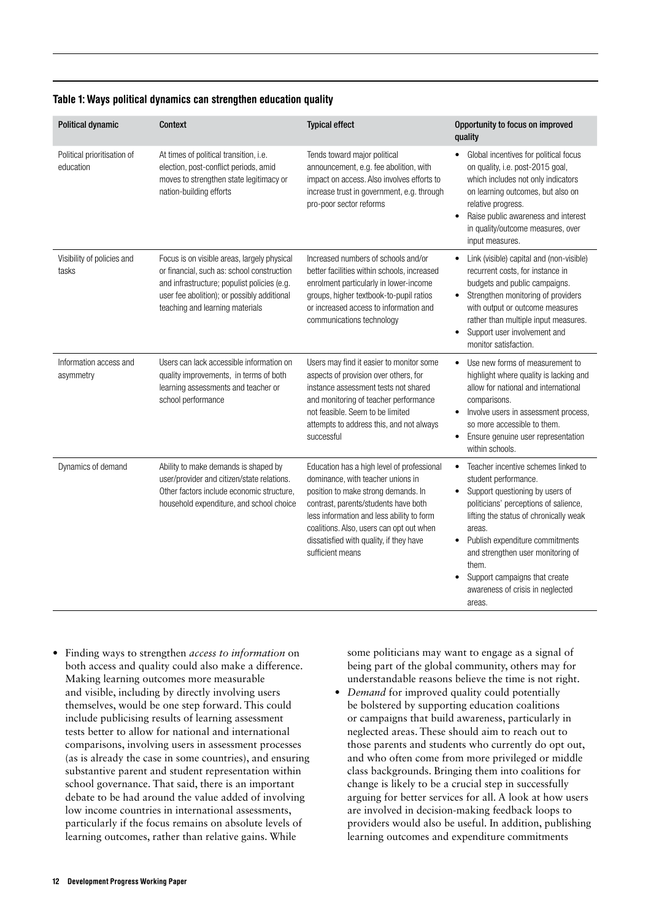**Table 1: Ways political dynamics can strengthen education quality**

| Political dynamic | Context | Typical effect | Opportunity to focus on improved quality |
|---|---|---|---|
| Political prioritisation of education | At times of political transition, i.e. election, post-conflict periods, amid moves to strengthen state legitimacy or nation-building efforts | Tends toward major political announcement, e.g. fee abolition, with impact on access. Also involves efforts to increase trust in government, e.g. through pro-poor sector reforms | • Global incentives for political focus on quality, i.e. post-2015 goal, which includes not only indicators on learning outcomes, but also on relative progress.<br>• Raise public awareness and interest in quality/outcome measures, over input measures. |
| Visibility of policies and tasks | Focus is on visible areas, largely physical or financial, such as: school construction and infrastructure; populist policies (e.g. user fee abolition); or possibly additional teaching and learning materials | Increased numbers of schools and/or better facilities within schools, increased enrolment particularly in lower-income groups, higher textbook-to-pupil ratios or increased access to information and communications technology | • Link (visible) capital and (non-visible) recurrent costs, for instance in budgets and public campaigns.<br>• Strengthen monitoring of providers with output or outcome measures rather than multiple input measures.<br>• Support user involvement and monitor satisfaction. |
| Information access and asymmetry | Users can lack accessible information on quality improvements, in terms of both learning assessments and teacher or school performance | Users may find it easier to monitor some aspects of provision over others, for instance assessment tests not shared and monitoring of teacher performance not feasible. Seem to be limited attempts to address this, and not always successful | • Use new forms of measurement to highlight where quality is lacking and allow for national and international comparisons.<br>• Involve users in assessment process, so more accessible to them.<br>• Ensure genuine user representation within schools. |
| Dynamics of demand | Ability to make demands is shaped by user/provider and citizen/state relations. Other factors include economic structure, household expenditure, and school choice | Education has a high level of professional dominance, with teacher unions in position to make strong demands. In contrast, parents/students have both less information and less ability to form coalitions. Also, users can opt out when dissatisfied with quality, if they have sufficient means | • Teacher incentive schemes linked to student performance.<br>• Support questioning by users of politicians' perceptions of salience, lifting the status of chronically weak areas.<br>• Publish expenditure commitments and strengthen user monitoring of them.<br>• Support campaigns that create awareness of crisis in neglected areas. |

- Finding ways to strengthen *access to information* on both access and quality could also make a difference. Making learning outcomes more measurable and visible, including by directly involving users themselves, would be one step forward. This could include publicising results of learning assessment tests better to allow for national and international comparisons, involving users in assessment processes (as is already the case in some countries), and ensuring substantive parent and student representation within school governance. That said, there is an important debate to be had around the value added of involving low income countries in international assessments, particularly if the focus remains on absolute levels of learning outcomes, rather than relative gains. While some politicians may want to engage as a signal of being part of the global community, others may for understandable reasons believe the time is not right.
- *Demand* for improved quality could potentially be bolstered by supporting education coalitions or campaigns that build awareness, particularly in neglected areas. These should aim to reach out to those parents and students who currently do opt out, and who often come from more privileged or middle class backgrounds. Bringing them into coalitions for change is likely to be a crucial step in successfully arguing for better services for all. A look at how users are involved in decision-making feedback loops to providers would also be useful. In addition, publishing learning outcomes and expenditure commitments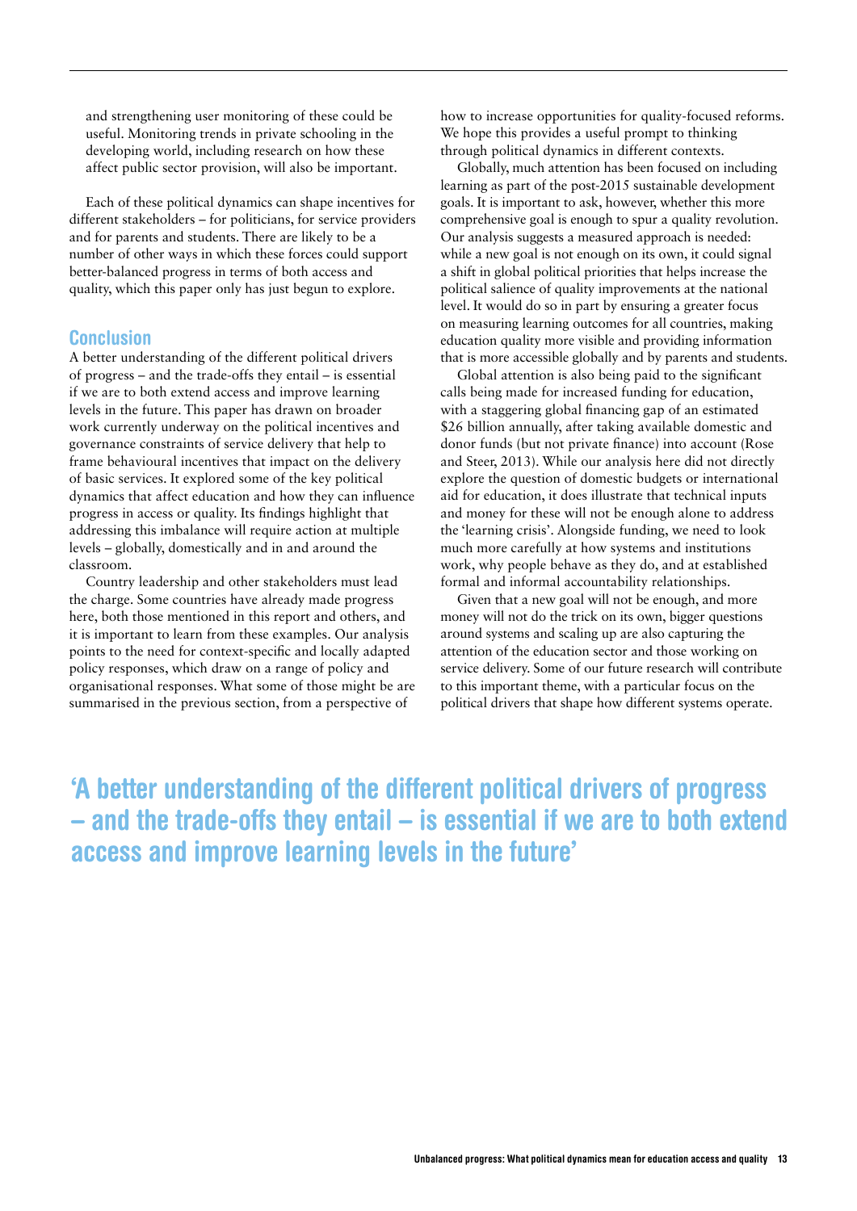and strengthening user monitoring of these could be useful. Monitoring trends in private schooling in the developing world, including research on how these affect public sector provision, will also be important.

Each of these political dynamics can shape incentives for different stakeholders – for politicians, for service providers and for parents and students. There are likely to be a number of other ways in which these forces could support better-balanced progress in terms of both access and quality, which this paper only has just begun to explore.

## Conclusion

A better understanding of the different political drivers of progress – and the trade-offs they entail – is essential if we are to both extend access and improve learning levels in the future. This paper has drawn on broader work currently underway on the political incentives and governance constraints of service delivery that help to frame behavioural incentives that impact on the delivery of basic services. It explored some of the key political dynamics that affect education and how they can influence progress in access or quality. Its findings highlight that addressing this imbalance will require action at multiple levels – globally, domestically and in and around the classroom.

Country leadership and other stakeholders must lead the charge. Some countries have already made progress here, both those mentioned in this report and others, and it is important to learn from these examples. Our analysis points to the need for context-specific and locally adapted policy responses, which draw on a range of policy and organisational responses. What some of those might be are summarised in the previous section, from a perspective of how to increase opportunities for quality-focused reforms. We hope this provides a useful prompt to thinking through political dynamics in different contexts.

Globally, much attention has been focused on including learning as part of the post-2015 sustainable development goals. It is important to ask, however, whether this more comprehensive goal is enough to spur a quality revolution. Our analysis suggests a measured approach is needed: while a new goal is not enough on its own, it could signal a shift in global political priorities that helps increase the political salience of quality improvements at the national level. It would do so in part by ensuring a greater focus on measuring learning outcomes for all countries, making education quality more visible and providing information that is more accessible globally and by parents and students.

Global attention is also being paid to the significant calls being made for increased funding for education, with a staggering global financing gap of an estimated \$26 billion annually, after taking available domestic and donor funds (but not private finance) into account (Rose and Steer, 2013). While our analysis here did not directly explore the question of domestic budgets or international aid for education, it does illustrate that technical inputs and money for these will not be enough alone to address the 'learning crisis'. Alongside funding, we need to look much more carefully at how systems and institutions work, why people behave as they do, and at established formal and informal accountability relationships.

Given that a new goal will not be enough, and more money will not do the trick on its own, bigger questions around systems and scaling up are also capturing the attention of the education sector and those working on service delivery. Some of our future research will contribute to this important theme, with a particular focus on the political drivers that shape how different systems operate.

**'A better understanding of the different political drivers of progress – and the trade-offs they entail – is essential if we are to both extend access and improve learning levels in the future'**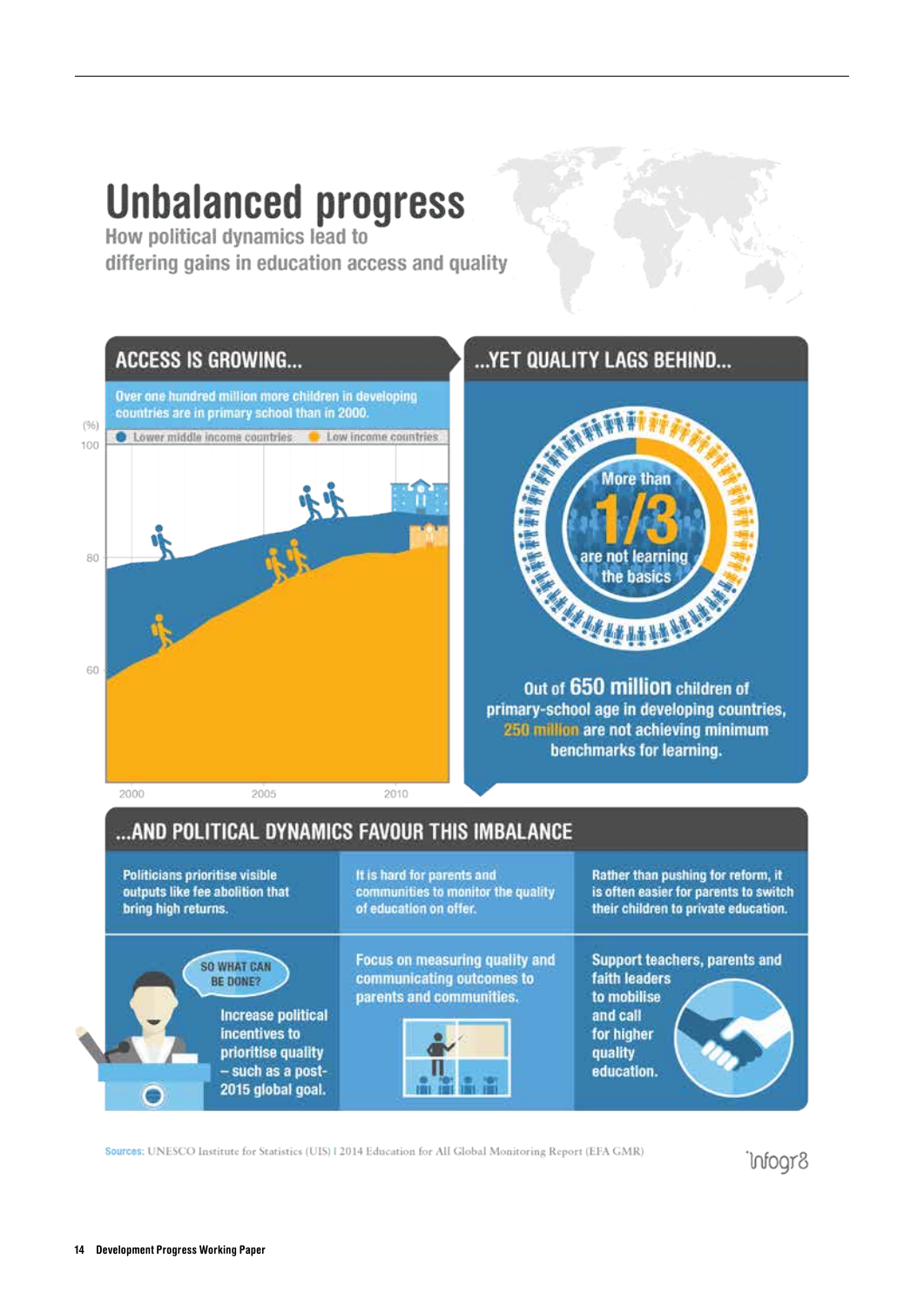# Unbalanced progress

How political dynamics lead to differing gains in education access and quality

## ACCESS IS GROWING...

Over one hundred million more children in developing countries are in primary school than in 2000.

(%)

Lower middle income countries | Low income countries

100

80

60

2000 2005 2010

## ...YET QUALITY LAGS BEHIND...

More than **1/3** are not learning the basics

Out of **650 million** children of primary-school age in developing countries, **250 million** are not achieving minimum benchmarks for learning.

## ...AND POLITICAL DYNAMICS FAVOUR THIS IMBALANCE

Politicians prioritise visible outputs like fee abolition that bring high returns.

It is hard for parents and communities to monitor the quality of education on offer.

Rather than pushing for reform, it is often easier for parents to switch their children to private education.

SO WHAT CAN BE DONE?

Increase political incentives to prioritise quality – such as a post-2015 global goal.

Focus on measuring quality and communicating outcomes to parents and communities.

Support teachers, parents and faith leaders to mobilise and call for higher quality education.

**Sources:** UNESCO Institute for Statistics (UIS) | 2014 Education for All Global Monitoring Report (EFA GMR)

Infogr8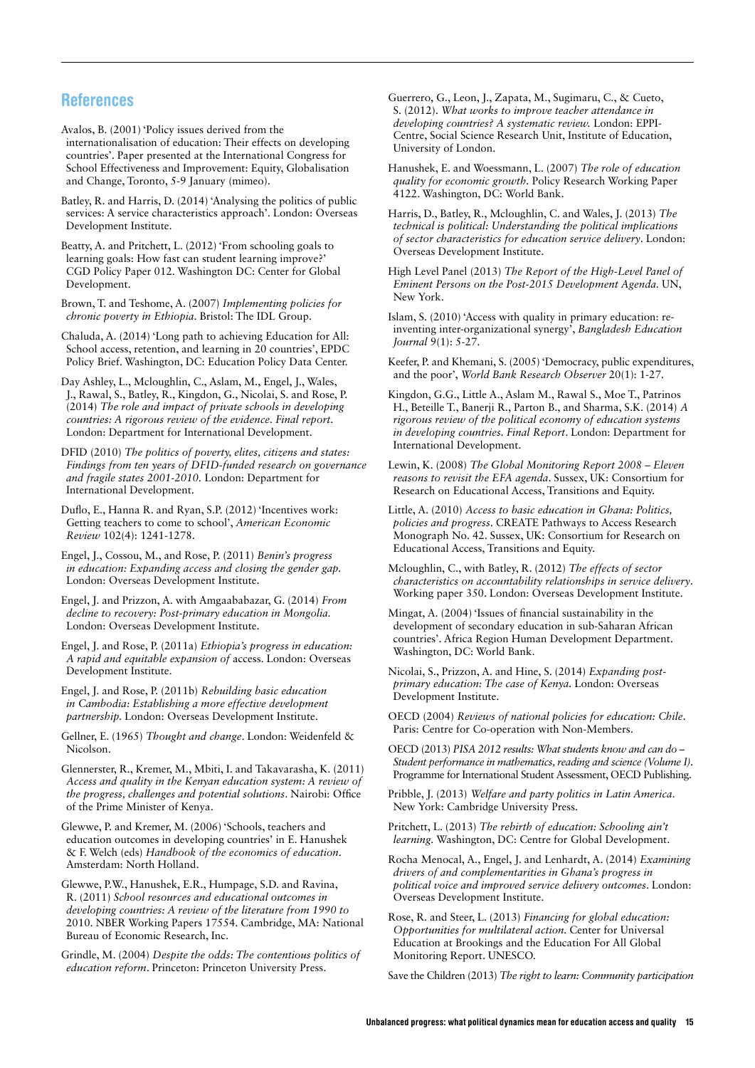## References

Avalos, B. (2001) 'Policy issues derived from the internationalisation of education: Their effects on developing countries'. Paper presented at the International Congress for School Effectiveness and Improvement: Equity, Globalisation and Change, Toronto, 5-9 January (mimeo).

Batley, R. and Harris, D. (2014) 'Analysing the politics of public services: A service characteristics approach'. London: Overseas Development Institute.

Beatty, A. and Pritchett, L. (2012) 'From schooling goals to learning goals: How fast can student learning improve?' CGD Policy Paper 012. Washington DC: Center for Global Development.

Brown, T. and Teshome, A. (2007) *Implementing policies for chronic poverty in Ethiopia*. Bristol: The IDL Group.

Chaluda, A. (2014) 'Long path to achieving Education for All: School access, retention, and learning in 20 countries', EPDC Policy Brief. Washington, DC: Education Policy Data Center.

Day Ashley, L., Mcloughlin, C., Aslam, M., Engel, J., Wales, J., Rawal, S., Batley, R., Kingdon, G., Nicolai, S. and Rose, P. (2014) *The role and impact of private schools in developing countries: A rigorous review of the evidence. Final report.* London: Department for International Development.

DFID (2010) *The politics of poverty, elites, citizens and states: Findings from ten years of DFID-funded research on governance and fragile states 2001-2010.* London: Department for International Development.

Duflo, E., Hanna R. and Ryan, S.P. (2012) 'Incentives work: Getting teachers to come to school', *American Economic Review* 102(4): 1241-1278.

Engel, J., Cossou, M., and Rose, P. (2011) *Benin's progress in education: Expanding access and closing the gender gap.* London: Overseas Development Institute.

Engel, J. and Prizzon, A. with Amgaababazar, G. (2014) *From decline to recovery: Post-primary education in Mongolia.* London: Overseas Development Institute.

Engel, J. and Rose, P. (2011a) *Ethiopia's progress in education: A rapid and equitable expansion of* access. London: Overseas Development Institute.

Engel, J. and Rose, P. (2011b) *Rebuilding basic education in Cambodia: Establishing a more effective development partnership.* London: Overseas Development Institute.

Gellner, E. (1965) *Thought and change*. London: Weidenfeld & Nicolson.

Glennerster, R., Kremer, M., Mbiti, I. and Takavarasha, K. (2011) *Access and quality in the Kenyan education system: A review of the progress, challenges and potential solutions*. Nairobi: Office of the Prime Minister of Kenya.

Glewwe, P. and Kremer, M. (2006) 'Schools, teachers and education outcomes in developing countries' in E. Hanushek & F. Welch (eds) *Handbook of the economics of education.* Amsterdam: North Holland.

Glewwe, P.W., Hanushek, E.R., Humpage, S.D. and Ravina, R. (2011) *School resources and educational outcomes in developing countries: A review of the literature from 1990 to* 2010. NBER Working Papers 17554. Cambridge, MA: National Bureau of Economic Research, Inc.

Grindle, M. (2004) *Despite the odds: The contentious politics of education reform*. Princeton: Princeton University Press.

Guerrero, G., Leon, J., Zapata, M., Sugimaru, C., & Cueto, S. (2012). *What works to improve teacher attendance in developing countries? A systematic review.* London: EPPI-Centre, Social Science Research Unit, Institute of Education, University of London.

Hanushek, E. and Woessmann, L. (2007) *The role of education quality for economic growth.* Policy Research Working Paper 4122. Washington, DC: World Bank.

Harris, D., Batley, R., Mcloughlin, C. and Wales, J. (2013) *The technical is political: Understanding the political implications of sector characteristics for education service delivery*. London: Overseas Development Institute.

High Level Panel (2013) *The Report of the High-Level Panel of Eminent Persons on the Post-2015 Development Agenda.* UN, New York.

Islam, S. (2010) 'Access with quality in primary education: re-inventing inter-organizational synergy', *Bangladesh Education Journal* 9(1): 5-27.

Keefer, P. and Khemani, S. (2005) 'Democracy, public expenditures, and the poor', *World Bank Research Observer* 20(1): 1-27.

Kingdon, G.G., Little A., Aslam M., Rawal S., Moe T., Patrinos H., Beteille T., Banerji R., Parton B., and Sharma, S.K. (2014) *A rigorous review of the political economy of education systems in developing countries. Final Report*. London: Department for International Development.

Lewin, K. (2008) *The Global Monitoring Report 2008 – Eleven reasons to revisit the EFA agenda*. Sussex, UK: Consortium for Research on Educational Access, Transitions and Equity.

Little, A. (2010) *Access to basic education in Ghana: Politics, policies and progress*. CREATE Pathways to Access Research Monograph No. 42. Sussex, UK: Consortium for Research on Educational Access, Transitions and Equity.

Mcloughlin, C., with Batley, R. (2012) *The effects of sector characteristics on accountability relationships in service delivery*. Working paper 350. London: Overseas Development Institute.

Mingat, A. (2004) 'Issues of financial sustainability in the development of secondary education in sub-Saharan African countries'. Africa Region Human Development Department. Washington, DC: World Bank.

Nicolai, S., Prizzon, A. and Hine, S. (2014) *Expanding post-primary education: The case of Kenya*. London: Overseas Development Institute.

OECD (2004) *Reviews of national policies for education: Chile*. Paris: Centre for Co-operation with Non-Members.

OECD (2013) *PISA 2012 results: What students know and can do – Student performance in mathematics, reading and science (Volume I).* Programme for International Student Assessment, OECD Publishing.

Pribble, J. (2013) *Welfare and party politics in Latin America*. New York: Cambridge University Press.

Pritchett, L. (2013) *The rebirth of education: Schooling ain't learning*. Washington, DC: Centre for Global Development.

Rocha Menocal, A., Engel, J. and Lenhardt, A. (2014) *Examining drivers of and complementarities in Ghana's progress in political voice and improved service delivery outcomes*. London: Overseas Development Institute.

Rose, R. and Steer, L. (2013) *Financing for global education: Opportunities for multilateral action*. Center for Universal Education at Brookings and the Education For All Global Monitoring Report. UNESCO.

Save the Children (2013) *The right to learn: Community participation*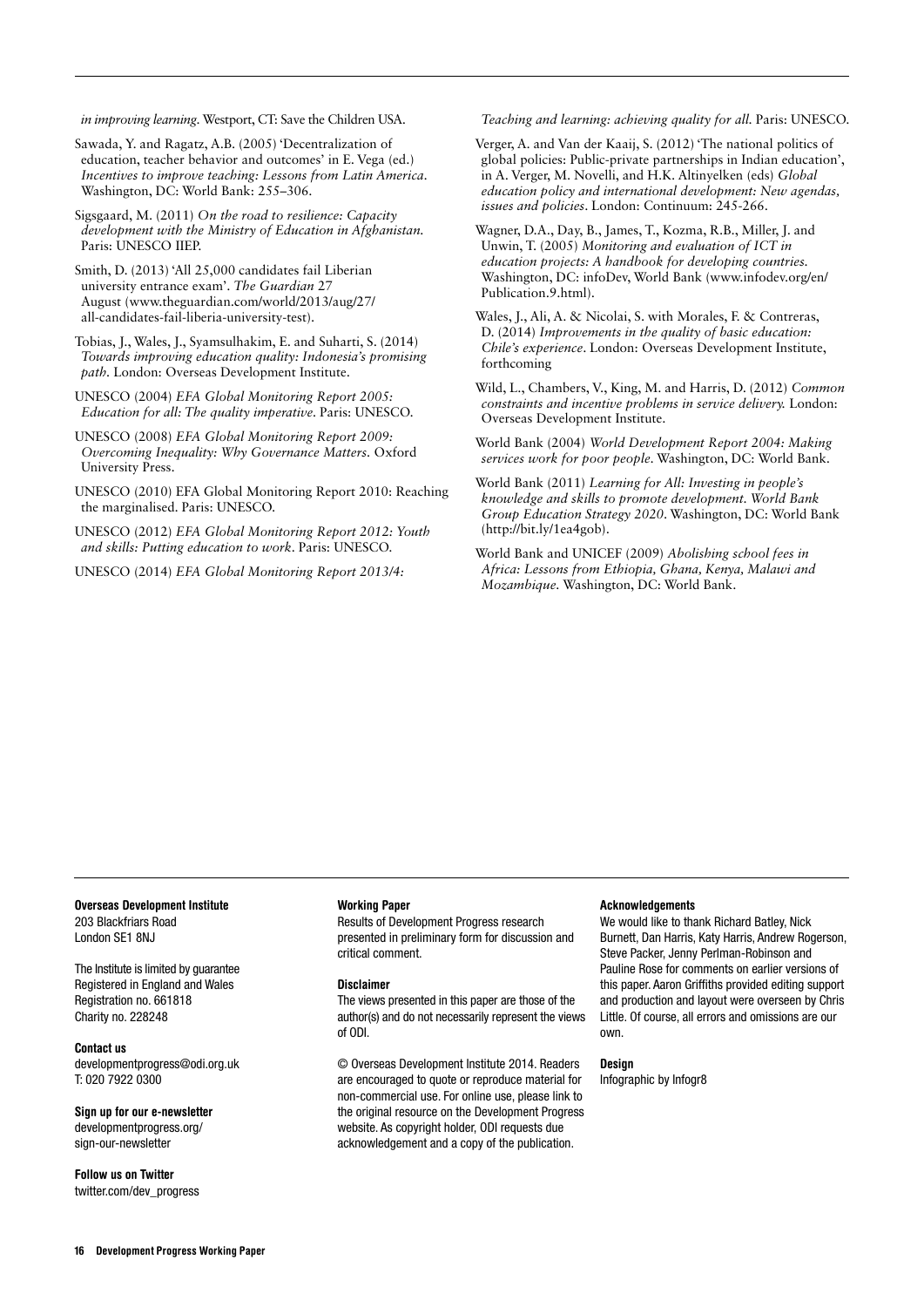*in improving learning*. Westport, CT: Save the Children USA.

Sawada, Y. and Ragatz, A.B. (2005) 'Decentralization of education, teacher behavior and outcomes' in E. Vega (ed.) *Incentives to improve teaching: Lessons from Latin America*. Washington, DC: World Bank: 255–306.

Sigsgaard, M. (2011) *On the road to resilience: Capacity development with the Ministry of Education in Afghanistan*. Paris: UNESCO IIEP.

Smith, D. (2013) 'All 25,000 candidates fail Liberian university entrance exam'. *The Guardian* 27 August (www.theguardian.com/world/2013/aug/27/all-candidates-fail-liberia-university-test).

Tobias, J., Wales, J., Syamsulhakim, E. and Suharti, S. (2014) *Towards improving education quality: Indonesia's promising path*. London: Overseas Development Institute.

UNESCO (2004) *EFA Global Monitoring Report 2005: Education for all: The quality imperative*. Paris: UNESCO.

UNESCO (2008) *EFA Global Monitoring Report 2009: Overcoming Inequality: Why Governance Matters*. Oxford University Press.

UNESCO (2010) EFA Global Monitoring Report 2010: Reaching the marginalised. Paris: UNESCO.

UNESCO (2012) *EFA Global Monitoring Report 2012: Youth and skills: Putting education to work*. Paris: UNESCO.

UNESCO (2014) *EFA Global Monitoring Report 2013/4: Teaching and learning: achieving quality for all*. Paris: UNESCO.

Verger, A. and Van der Kaaij, S. (2012) 'The national politics of global policies: Public-private partnerships in Indian education', in A. Verger, M. Novelli, and H.K. Altinyelken (eds) *Global education policy and international development: New agendas, issues and policies*. London: Continuum: 245-266.

Wagner, D.A., Day, B., James, T., Kozma, R.B., Miller, J. and Unwin, T. (2005) *Monitoring and evaluation of ICT in education projects: A handbook for developing countries*. Washington, DC: infoDev, World Bank (www.infodev.org/en/Publication.9.html).

Wales, J., Ali, A. & Nicolai, S. with Morales, F. & Contreras, D. (2014) *Improvements in the quality of basic education: Chile's experience*. London: Overseas Development Institute, forthcoming

Wild, L., Chambers, V., King, M. and Harris, D. (2012) *Common constraints and incentive problems in service delivery*. London: Overseas Development Institute.

World Bank (2004) *World Development Report 2004: Making services work for poor people*. Washington, DC: World Bank.

World Bank (2011) *Learning for All: Investing in people's knowledge and skills to promote development. World Bank Group Education Strategy 2020*. Washington, DC: World Bank (http://bit.ly/1ea4gob).

World Bank and UNICEF (2009) *Abolishing school fees in Africa: Lessons from Ethiopia, Ghana, Kenya, Malawi and Mozambique*. Washington, DC: World Bank.

**Overseas Development Institute**
203 Blackfriars Road
London SE1 8NJ

The Institute is limited by guarantee
Registered in England and Wales
Registration no. 661818
Charity no. 228248

**Contact us**
developmentprogress@odi.org.uk
T: 020 7922 0300

**Sign up for our e-newsletter**
developmentprogress.org/sign-our-newsletter

**Follow us on Twitter**
twitter.com/dev_progress

**Working Paper**
Results of Development Progress research presented in preliminary form for discussion and critical comment.

**Disclaimer**
The views presented in this paper are those of the author(s) and do not necessarily represent the views of ODI.

© Overseas Development Institute 2014. Readers are encouraged to quote or reproduce material for non-commercial use. For online use, please link to the original resource on the Development Progress website. As copyright holder, ODI requests due acknowledgement and a copy of the publication.

**Acknowledgements**
We would like to thank Richard Batley, Nick Burnett, Dan Harris, Katy Harris, Andrew Rogerson, Steve Packer, Jenny Perlman-Robinson and Pauline Rose for comments on earlier versions of this paper. Aaron Griffiths provided editing support and production and layout were overseen by Chris Little. Of course, all errors and omissions are our own.

**Design**
Infographic by Infogr8